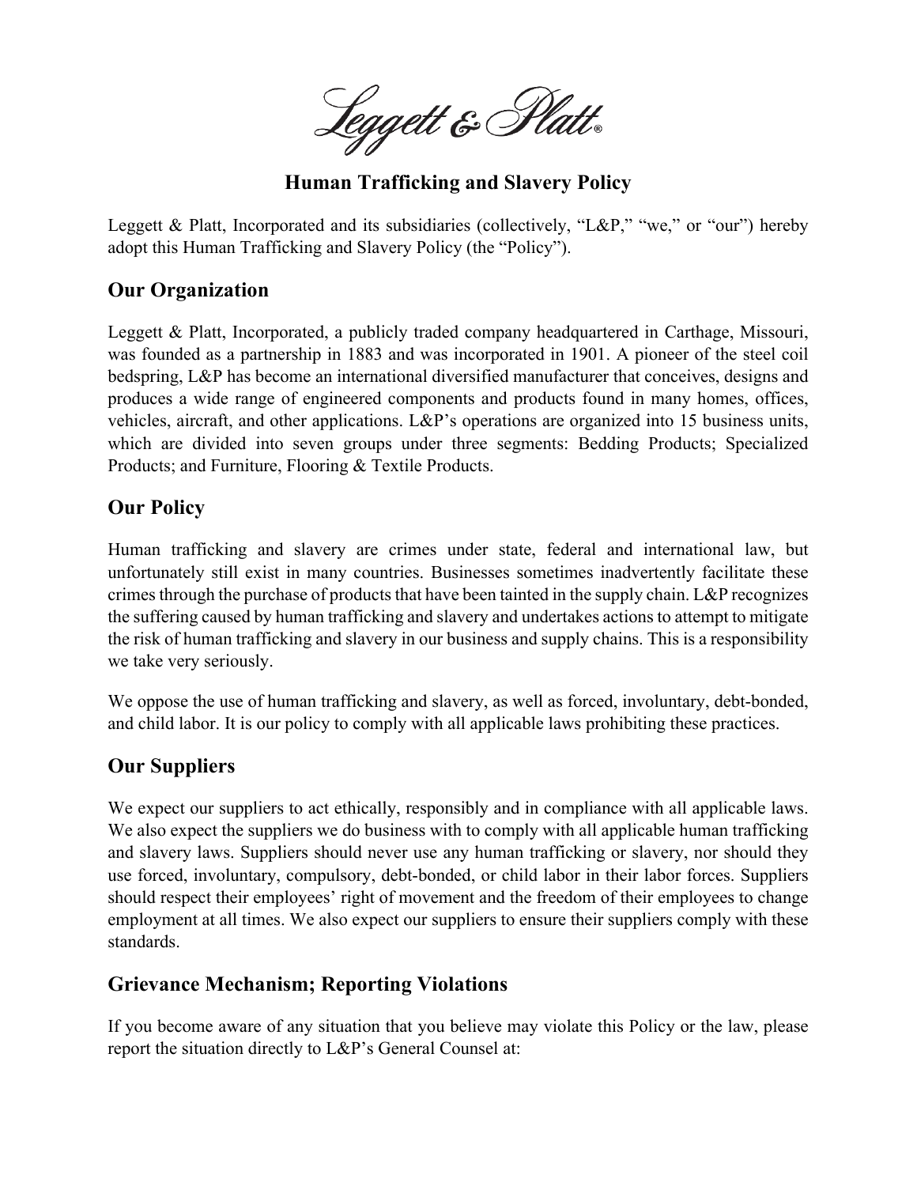Leggett & Platt®

# Human Trafficking and Slavery Policy

Leggett & Platt, Incorporated and its subsidiaries (collectively, "L&P," "we," or "our") hereby adopt this Human Trafficking and Slavery Policy (the "Policy").

## Our Organization

Leggett & Platt, Incorporated, a publicly traded company headquartered in Carthage, Missouri, was founded as a partnership in 1883 and was incorporated in 1901. A pioneer of the steel coil bedspring, L&P has become an international diversified manufacturer that conceives, designs and produces a wide range of engineered components and products found in many homes, offices, vehicles, aircraft, and other applications. L&P's operations are organized into 15 business units, which are divided into seven groups under three segments: Bedding Products; Specialized Products; and Furniture, Flooring & Textile Products.

## Our Policy

Human trafficking and slavery are crimes under state, federal and international law, but unfortunately still exist in many countries. Businesses sometimes inadvertently facilitate these crimes through the purchase of products that have been tainted in the supply chain. L&P recognizes the suffering caused by human trafficking and slavery and undertakes actions to attempt to mitigate the risk of human trafficking and slavery in our business and supply chains. This is a responsibility we take very seriously.

We oppose the use of human trafficking and slavery, as well as forced, involuntary, debt-bonded, and child labor. It is our policy to comply with all applicable laws prohibiting these practices.

## Our Suppliers

We expect our suppliers to act ethically, responsibly and in compliance with all applicable laws. We also expect the suppliers we do business with to comply with all applicable human trafficking and slavery laws. Suppliers should never use any human trafficking or slavery, nor should they use forced, involuntary, compulsory, debt-bonded, or child labor in their labor forces. Suppliers should respect their employees' right of movement and the freedom of their employees to change employment at all times. We also expect our suppliers to ensure their suppliers comply with these standards.

## Grievance Mechanism; Reporting Violations

If you become aware of any situation that you believe may violate this Policy or the law, please report the situation directly to L&P's General Counsel at: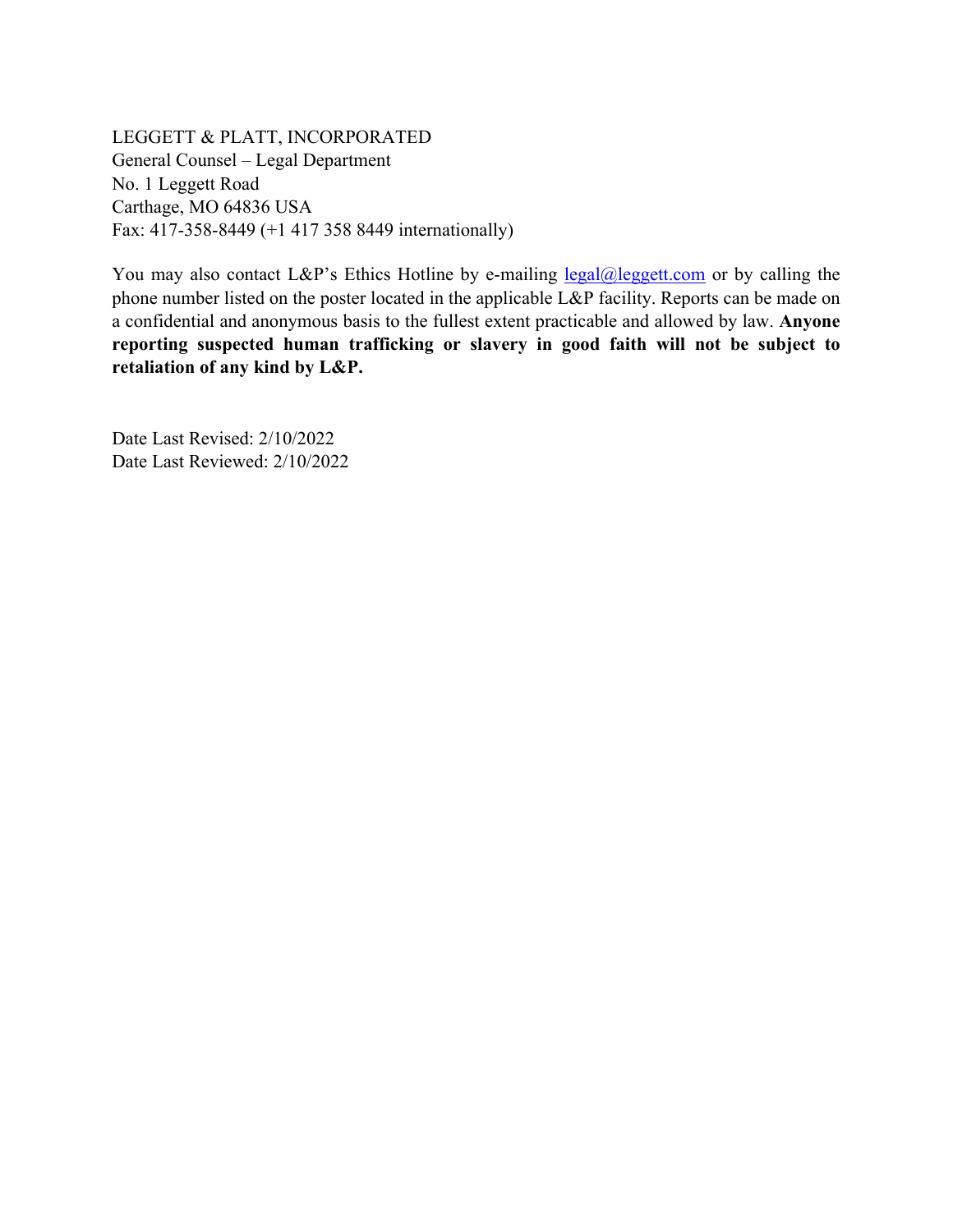LEGGETT & PLATT, INCORPORATED
General Counsel – Legal Department
No. 1 Leggett Road
Carthage, MO 64836 USA
Fax: 417-358-8449 (+1 417 358 8449 internationally)

You may also contact L&P's Ethics Hotline by e-mailing legal@leggett.com or by calling the phone number listed on the poster located in the applicable L&P facility. Reports can be made on a confidential and anonymous basis to the fullest extent practicable and allowed by law. **Anyone reporting suspected human trafficking or slavery in good faith will not be subject to retaliation of any kind by L&P.**

Date Last Revised: 2/10/2022
Date Last Reviewed: 2/10/2022